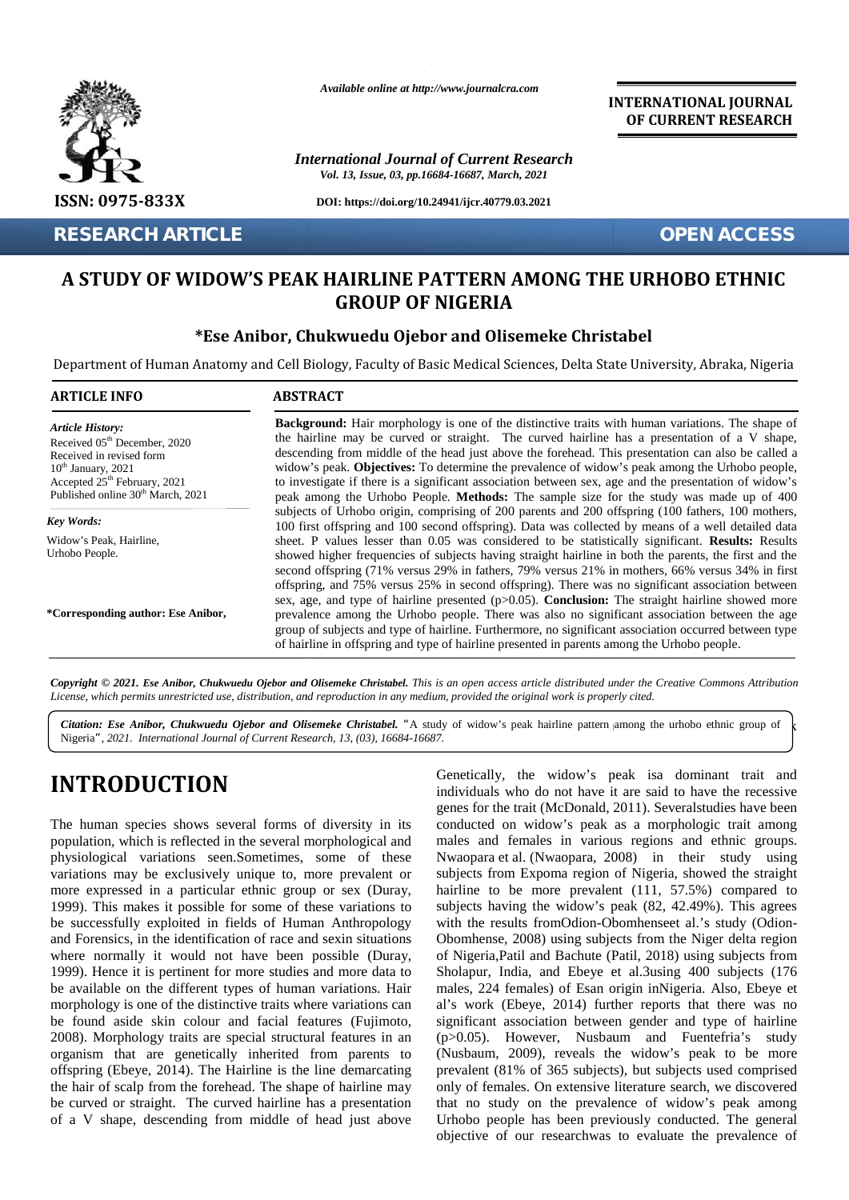# A STUDY OF WIDOW'S PEAK HAIRLINE PATTERN AMONG THE URHOBO ETHNIC GROUP OF NIGERIA

**\*Ese Anibor, Chukwuedu Ojebor and Olisemeke Christabel**

Department of Human Anatomy and Cell Biology, Faculty of Basic Medical Sciences, Delta State University, Abraka, Nigeria

## ARTICLE INFO

*Article History:*
Received 05th December, 2020
Received in revised form 10th January, 2021
Accepted 25th February, 2021
Published online 30th March, 2021

*Key Words:*
Widow's Peak, Hairline, Urhobo People.

**\*Corresponding author: Ese Anibor,**

## ABSTRACT

**Background:** Hair morphology is one of the distinctive traits with human variations. The shape of the hairline may be curved or straight. The curved hairline has a presentation of a V shape, descending from middle of the head just above the forehead. This presentation can also be called a widow's peak. **Objectives:** To determine the prevalence of widow's peak among the Urhobo people, to investigate if there is a significant association between sex, age and the presentation of widow's peak among the Urhobo People. **Methods:** The sample size for the study was made up of 400 subjects of Urhobo origin, comprising of 200 parents and 200 offspring (100 fathers, 100 mothers, 100 first offspring and 100 second offspring). Data was collected by means of a well detailed data sheet. P values lesser than 0.05 was considered to be statistically significant. **Results:** Results showed higher frequencies of subjects having straight hairline in both the parents, the first and the second offspring (71% versus 29% in fathers, 79% versus 21% in mothers, 66% versus 34% in first offspring, and 75% versus 25% in second offspring). There was no significant association between sex, age, and type of hairline presented ($p>0.05$). **Conclusion:** The straight hairline showed more prevalence among the Urhobo people. There was also no significant association between the age group of subjects and type of hairline. Furthermore, no significant association occurred between type of hairline in offspring and type of hairline presented in parents among the Urhobo people.

*Copyright © 2021. Ese Anibor, Chukwuedu Ojebor and Olisemeke Christabel. This is an open access article distributed under the Creative Commons Attribution License, which permits unrestricted use, distribution, and reproduction in any medium, provided the original work is properly cited.*

***Citation: Ese Anibor, Chukwuedu Ojebor and Olisemeke Christabel.*** "A study of widow's peak hairline pattern among the urhobo ethnic group of Nigeria", *2021. International Journal of Current Research, 13, (03), 16684-16687.*

# INTRODUCTION

The human species shows several forms of diversity in its population, which is reflected in the several morphological and physiological variations seen.Sometimes, some of these variations may be exclusively unique to, more prevalent or more expressed in a particular ethnic group or sex (Duray, 1999). This makes it possible for some of these variations to be successfully exploited in fields of Human Anthropology and Forensics, in the identification of race and sexin situations where normally it would not have been possible (Duray, 1999). Hence it is pertinent for more studies and more data to be available on the different types of human variations. Hair morphology is one of the distinctive traits where variations can be found aside skin colour and facial features (Fujimoto, 2008). Morphology traits are special structural features in an organism that are genetically inherited from parents to offspring (Ebeye, 2014). The Hairline is the line demarcating the hair of scalp from the forehead. The shape of hairline may be curved or straight. The curved hairline has a presentation of a V shape, descending from middle of head just above Genetically, the widow's peak isa dominant trait and individuals who do not have it are said to have the recessive genes for the trait (McDonald, 2011). Severalstudies have been conducted on widow's peak as a morphologic trait among males and females in various regions and ethnic groups. Nwaopara et al. (Nwaopara, 2008) in their study using subjects from Expoma region of Nigeria, showed the straight hairline to be more prevalent (111, 57.5%) compared to subjects having the widow's peak (82, 42.49%). This agrees with the results fromOdion-Obomhenseet al.'s study (Odion-Obomhense, 2008) using subjects from the Niger delta region of Nigeria,Patil and Bachute (Patil, 2018) using subjects from Sholapur, India, and Ebeye et al.3using 400 subjects (176 males, 224 females) of Esan origin inNigeria. Also, Ebeye et al's work (Ebeye, 2014) further reports that there was no significant association between gender and type of hairline ($p>0.05$). However, Nusbaum and Fuentefria's study (Nusbaum, 2009), reveals the widow's peak to be more prevalent (81% of 365 subjects), but subjects used comprised only of females. On extensive literature search, we discovered that no study on the prevalence of widow's peak among Urhobo people has been previously conducted. The general objective of our researchwas to evaluate the prevalence of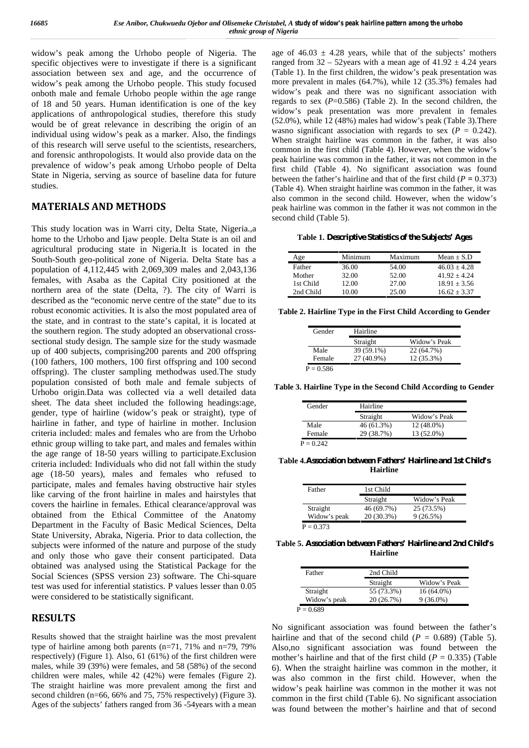widow's peak among the Urhobo people of Nigeria. The specific objectives were to investigate if there is a significant association between sex and age, and the occurrence of widow's peak among the Urhobo people. This study focused onboth male and female Urhobo people within the age range of 18 and 50 years. Human identification is one of the key applications of anthropological studies, therefore this study would be of great relevance in describing the origin of an individual using widow's peak as a marker. Also, the findings of this research will serve useful to the scientists, researchers, and forensic anthropologists. It would also provide data on the prevalence of widow's peak among Urhobo people of Delta State in Nigeria, serving as source of baseline data for future studies.

## MATERIALS AND METHODS

This study location was in Warri city, Delta State, Nigeria.,a home to the Urhobo and Ijaw people. Delta State is an oil and agricultural producing state in Nigeria.It is located in the South-South geo-political zone of Nigeria. Delta State has a population of 4,112,445 with 2,069,309 males and 2,043,136 females, with Asaba as the Capital City positioned at the northern area of the state (Delta, ?). The city of Warri is described as the "economic nerve centre of the state" due to its robust economic activities. It is also the most populated area of the state, and in contrast to the state's capital, it is located at the southern region. The study adopted an observational cross-sectional study design. The sample size for the study wasmade up of 400 subjects, comprising200 parents and 200 offspring (100 fathers, 100 mothers, 100 first offspring and 100 second offspring). The cluster sampling methodwas used.The study population consisted of both male and female subjects of Urhobo origin.Data was collected via a well detailed data sheet. The data sheet included the following headings:age, gender, type of hairline (widow's peak or straight), type of hairline in father, and type of hairline in mother. Inclusion criteria included: males and females who are from the Urhobo ethnic group willing to take part, and males and females within the age range of 18-50 years willing to participate.Exclusion criteria included: Individuals who did not fall within the study age (18-50 years), males and females who refused to participate, males and females having obstructive hair styles like carving of the front hairline in males and hairstyles that covers the hairline in females. Ethical clearance/approval was obtained from the Ethical Committee of the Anatomy Department in the Faculty of Basic Medical Sciences, Delta State University, Abraka, Nigeria. Prior to data collection, the subjects were informed of the nature and purpose of the study and only those who gave their consent participated. Data obtained was analysed using the Statistical Package for the Social Sciences (SPSS version 23) software. The Chi-square test was used for inferential statistics. P values lesser than 0.05 were considered to be statistically significant.

## RESULTS

Results showed that the straight hairline was the most prevalent type of hairline among both parents (n=71, 71% and n=79, 79% respectively) (Figure 1). Also, 61 (61%) of the first children were males, while 39 (39%) were females, and 58 (58%) of the second children were males, while 42 (42%) were females (Figure 2). The straight hairline was more prevalent among the first and second children (n=66, 66% and 75, 75% respectively) (Figure 3). Ages of the subjects' fathers ranged from 36 -54years with a mean age of 46.03 ± 4.28 years, while that of the subjects' mothers ranged from 32 – 52years with a mean age of 41.92 ± 4.24 years (Table 1). In the first children, the widow's peak presentation was more prevalent in males (64.7%), while 12 (35.3%) females had widow's peak and there was no significant association with regards to sex ($P$=0.586) (Table 2). In the second children, the widow's peak presentation was more prevalent in females (52.0%), while 12 (48%) males had widow's peak (Table 3).There wasno significant association with regards to sex ($P$ = 0.242). When straight hairline was common in the father, it was also common in the first child (Table 4). However, when the widow's peak hairline was common in the father, it was not common in the first child (Table 4). No significant association was found between the father's hairline and that of the first child ($P$ = 0.373) (Table 4). When straight hairline was common in the father, it was also common in the second child. However, when the widow's peak hairline was common in the father it was not common in the second child (Table 5).

**Table 1. Descriptive Statistics of the Subjects' Ages**

| Age | Minimum | Maximum | Mean ± S.D |
|---|---|---|---|
| Father | 36.00 | 54.00 | 46.03 ± 4.28 |
| Mother | 32.00 | 52.00 | 41.92 ± 4.24 |
| 1st Child | 12.00 | 27.00 | 18.91 ± 3.56 |
| 2nd Child | 10.00 | 25.00 | 16.62 ± 3.37 |

**Table 2. Hairline Type in the First Child According to Gender**

| Gender | Hairline | |
|---|---|---|
| | Straight | Widow's Peak |
| Male | 39 (59.1%) | 22 (64.7%) |
| Female | 27 (40.9%) | 12 (35.3%) |

P = 0.586

**Table 3. Hairline Type in the Second Child According to Gender**

| Gender | Hairline | |
|---|---|---|
| | Straight | Widow's Peak |
| Male | 46 (61.3%) | 12 (48.0%) |
| Female | 29 (38.7%) | 13 (52.0%) |

P = 0.242

**Table 4. Association between Fathers' Hairline and 1st Child's Hairline**

| Father | 1st Child | |
|---|---|---|
| | Straight | Widow's Peak |
| Straight | 46 (69.7%) | 25 (73.5%) |
| Widow's peak | 20 (30.3%) | 9 (26.5%) |

P = 0.373

**Table 5. Association between Fathers' Hairline and 2nd Child's Hairline**

| Father | 2nd Child | |
|---|---|---|
| | Straight | Widow's Peak |
| Straight | 55 (73.3%) | 16 (64.0%) |
| Widow's peak | 20 (26.7%) | 9 (36.0%) |

P = 0.689

No significant association was found between the father's hairline and that of the second child ($P$ = 0.689) (Table 5). Also,no significant association was found between the mother's hairline and that of the first child ($P$ = 0.335) (Table 6). When the straight hairline was common in the mother, it was also common in the first child. However, when the widow's peak hairline was common in the mother it was not common in the first child (Table 6). No significant association was found between the mother's hairline and that of second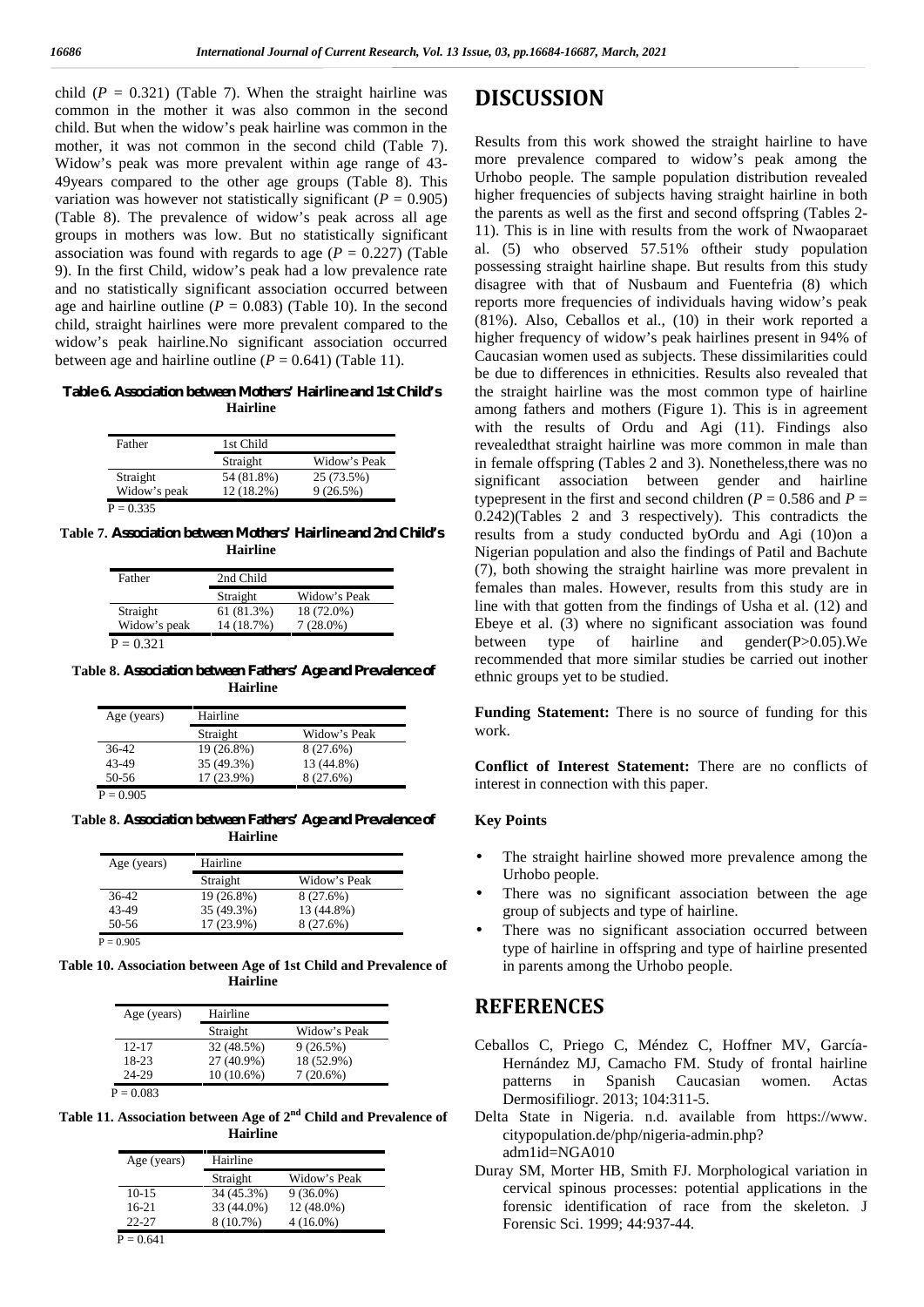child ($P$ = 0.321) (Table 7). When the straight hairline was common in the mother it was also common in the second child. But when the widow's peak hairline was common in the mother, it was not common in the second child (Table 7). Widow's peak was more prevalent within age range of 43-49years compared to the other age groups (Table 8). This variation was however not statistically significant ($P$ = 0.905) (Table 8). The prevalence of widow's peak across all age groups in mothers was low. But no statistically significant association was found with regards to age ($P$ = 0.227) (Table 9). In the first Child, widow's peak had a low prevalence rate and no statistically significant association occurred between age and hairline outline ($P$ = 0.083) (Table 10). In the second child, straight hairlines were more prevalent compared to the widow's peak hairline.No significant association occurred between age and hairline outline ($P$ = 0.641) (Table 11).

**Table 6. Association between Mothers' Hairline and 1st Child's Hairline**

| Father | 1st Child | |
|---|---|---|
| | Straight | Widow's Peak |
| Straight | 54 (81.8%) | 25 (73.5%) |
| Widow's peak | 12 (18.2%) | 9 (26.5%) |

P = 0.335

**Table 7. Association between Mothers' Hairline and 2nd Child's Hairline**

| Father | 2nd Child | |
|---|---|---|
| | Straight | Widow's Peak |
| Straight | 61 (81.3%) | 18 (72.0%) |
| Widow's peak | 14 (18.7%) | 7 (28.0%) |

P = 0.321

**Table 8. Association between Fathers' Age and Prevalence of Hairline**

| Age (years) | Hairline | |
|---|---|---|
| | Straight | Widow's Peak |
| 36-42 | 19 (26.8%) | 8 (27.6%) |
| 43-49 | 35 (49.3%) | 13 (44.8%) |
| 50-56 | 17 (23.9%) | 8 (27.6%) |

P = 0.905

**Table 8. Association between Fathers' Age and Prevalence of Hairline**

| Age (years) | Hairline | |
|---|---|---|
| | Straight | Widow's Peak |
| 36-42 | 19 (26.8%) | 8 (27.6%) |
| 43-49 | 35 (49.3%) | 13 (44.8%) |
| 50-56 | 17 (23.9%) | 8 (27.6%) |

P = 0.905

**Table 10. Association between Age of 1st Child and Prevalence of Hairline**

| Age (years) | Hairline | |
|---|---|---|
| | Straight | Widow's Peak |
| 12-17 | 32 (48.5%) | 9 (26.5%) |
| 18-23 | 27 (40.9%) | 18 (52.9%) |
| 24-29 | 10 (10.6%) | 7 (20.6%) |

P = 0.083

**Table 11. Association between Age of 2nd Child and Prevalence of Hairline**

| Age (years) | Hairline | |
|---|---|---|
| | Straight | Widow's Peak |
| 10-15 | 34 (45.3%) | 9 (36.0%) |
| 16-21 | 33 (44.0%) | 12 (48.0%) |
| 22-27 | 8 (10.7%) | 4 (16.0%) |

P = 0.641

# DISCUSSION

Results from this work showed the straight hairline to have more prevalence compared to widow's peak among the Urhobo people. The sample population distribution revealed higher frequencies of subjects having straight hairline in both the parents as well as the first and second offspring (Tables 2-11). This is in line with results from the work of Nwaoparaet al. (5) who observed 57.51% oftheir study population possessing straight hairline shape. But results from this study disagree with that of Nusbaum and Fuentefria (8) which reports more frequencies of individuals having widow's peak (81%). Also, Ceballos et al., (10) in their work reported a higher frequency of widow's peak hairlines present in 94% of Caucasian women used as subjects. These dissimilarities could be due to differences in ethnicities. Results also revealed that the straight hairline was the most common type of hairline among fathers and mothers (Figure 1). This is in agreement with the results of Ordu and Agi (11). Findings also revealedthat straight hairline was more common in male than in female offspring (Tables 2 and 3). Nonetheless,there was no significant association between gender and hairline typepresent in the first and second children ($P$ = 0.586 and $P$ = 0.242)(Tables 2 and 3 respectively). This contradicts the results from a study conducted byOrdu and Agi (10)on a Nigerian population and also the findings of Patil and Bachute (7), both showing the straight hairline was more prevalent in females than males. However, results from this study are in line with that gotten from the findings of Usha et al. (12) and Ebeye et al. (3) where no significant association was found between type of hairline and gender(P>0.05).We recommended that more similar studies be carried out inother ethnic groups yet to be studied.

**Funding Statement:** There is no source of funding for this work.

**Conflict of Interest Statement:** There are no conflicts of interest in connection with this paper.

### Key Points

- The straight hairline showed more prevalence among the Urhobo people.
- There was no significant association between the age group of subjects and type of hairline.
- There was no significant association occurred between type of hairline in offspring and type of hairline presented in parents among the Urhobo people.

# REFERENCES

Ceballos C, Priego C, Méndez C, Hoffner MV, García-Hernández MJ, Camacho FM. Study of frontal hairline patterns in Spanish Caucasian women. Actas Dermosifiliogr. 2013; 104:311-5.

Delta State in Nigeria. n.d. available from https://www.citypopulation.de/php/nigeria-admin.php?adm1id=NGA010

Duray SM, Morter HB, Smith FJ. Morphological variation in cervical spinous processes: potential applications in the forensic identification of race from the skeleton. J Forensic Sci. 1999; 44:937-44.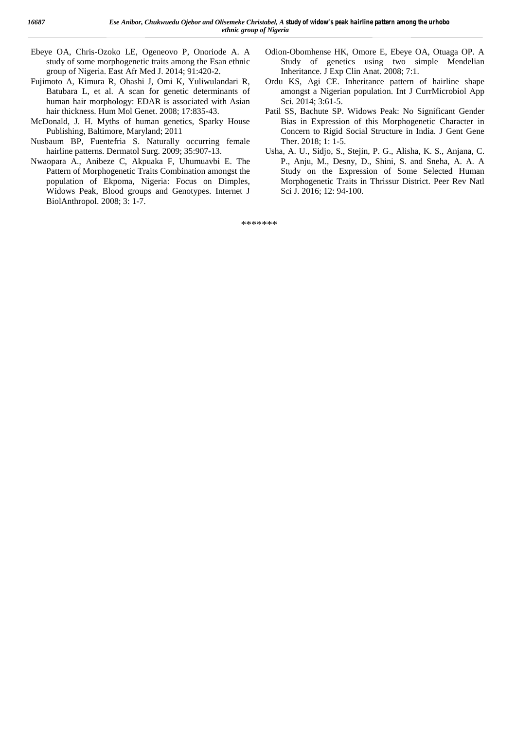Ebeye OA, Chris-Ozoko LE, Ogeneovo P, Onoriode A. A study of some morphogenetic traits among the Esan ethnic group of Nigeria. East Afr Med J. 2014; 91:420-2.

Fujimoto A, Kimura R, Ohashi J, Omi K, Yuliwulandari R, Batubara L, et al. A scan for genetic determinants of human hair morphology: EDAR is associated with Asian hair thickness. Hum Mol Genet. 2008; 17:835-43.

McDonald, J. H. Myths of human genetics, Sparky House Publishing, Baltimore, Maryland; 2011

Nusbaum BP, Fuentefria S. Naturally occurring female hairline patterns. Dermatol Surg. 2009; 35:907-13.

Nwaopara A., Anibeze C, Akpuaka F, Uhumuavbi E. The Pattern of Morphogenetic Traits Combination amongst the population of Ekpoma, Nigeria: Focus on Dimples, Widows Peak, Blood groups and Genotypes. Internet J BiolAnthropol. 2008; 3: 1-7.

Odion-Obomhense HK, Omore E, Ebeye OA, Otuaga OP. A Study of genetics using two simple Mendelian Inheritance. J Exp Clin Anat. 2008; 7:1.

Ordu KS, Agi CE. Inheritance pattern of hairline shape amongst a Nigerian population. Int J CurrMicrobiol App Sci. 2014; 3:61-5.

Patil SS, Bachute SP. Widows Peak: No Significant Gender Bias in Expression of this Morphogenetic Character in Concern to Rigid Social Structure in India. J Gent Gene Ther. 2018; 1: 1-5.

Usha, A. U., Sidjo, S., Stejin, P. G., Alisha, K. S., Anjana, C. P., Anju, M., Desny, D., Shini, S. and Sneha, A. A. A Study on the Expression of Some Selected Human Morphogenetic Traits in Thrissur District. Peer Rev Natl Sci J. 2016; 12: 94-100.

*******